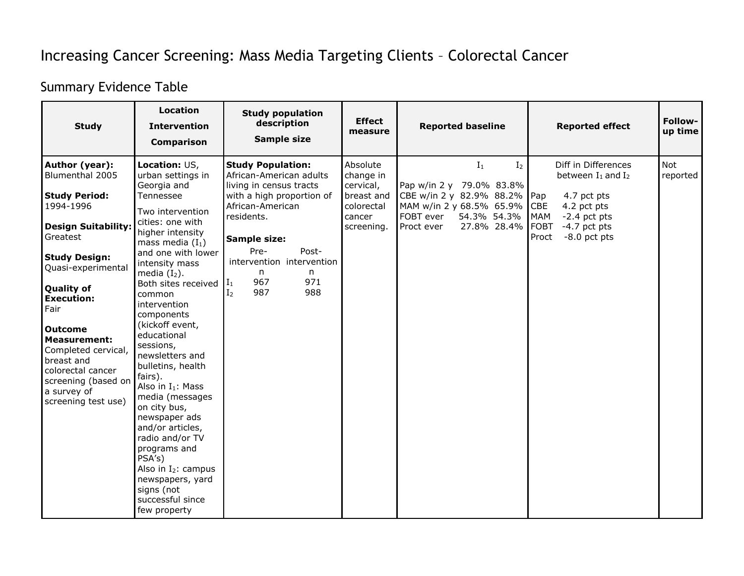# Increasing Cancer Screening: Mass Media Targeting Clients – Colorectal Cancer

## Summary Evidence Table

| Study | Location<br>Intervention<br>Comparison | Study population description<br>Sample size | Effect measure | Reported baseline | Reported effect | Follow-up time |
|---|---|---|---|---|---|---|
| **Author (year):**<br>Blumenthal 2005<br><br>**Study Period:**<br>1994-1996<br><br>**Design Suitability:**<br>Greatest<br><br>**Study Design:**<br>Quasi-experimental<br><br>**Quality of Execution:**<br>Fair<br><br>**Outcome Measurement:**<br>Completed cervical, breast and colorectal cancer screening (based on a survey of screening test use) | **Location:** US, urban settings in Georgia and Tennessee<br><br>Two intervention cities: one with higher intensity mass media ($I_1$) and one with lower intensity mass media ($I_2$).<br>Both sites received common intervention components (kickoff event, educational sessions, newsletters and bulletins, health fairs).<br>Also in $I_1$: Mass media (messages on city bus, newspaper ads and/or articles, radio and/or TV programs and PSA's)<br>Also in $I_2$: campus newspapers, yard signs (not successful since few property | **Study Population:**<br>African-American adults living in census tracts with a high proportion of African-American residents.<br><br>**Sample size:**<br>Pre-intervention n / Post-intervention n<br>$I_1$: 967 / 971<br>$I_2$: 987 / 988 | Absolute change in cervical, breast and colorectal cancer screening. | $I_1$ / $I_2$<br>Pap w/in 2 y: 79.0% / 83.8%<br>CBE w/in 2 y: 82.9% / 88.2%<br>MAM w/in 2 y: 68.5% / 65.9%<br>FOBT ever: 54.3% / 54.3%<br>Proct ever: 27.8% / 28.4% | Diff in Differences between $I_1$ and $I_2$<br><br>Pap 4.7 pct pts<br>CBE 4.2 pct pts<br>MAM -2.4 pct pts<br>FOBT -4.7 pct pts<br>Proct -8.0 pct pts | Not reported |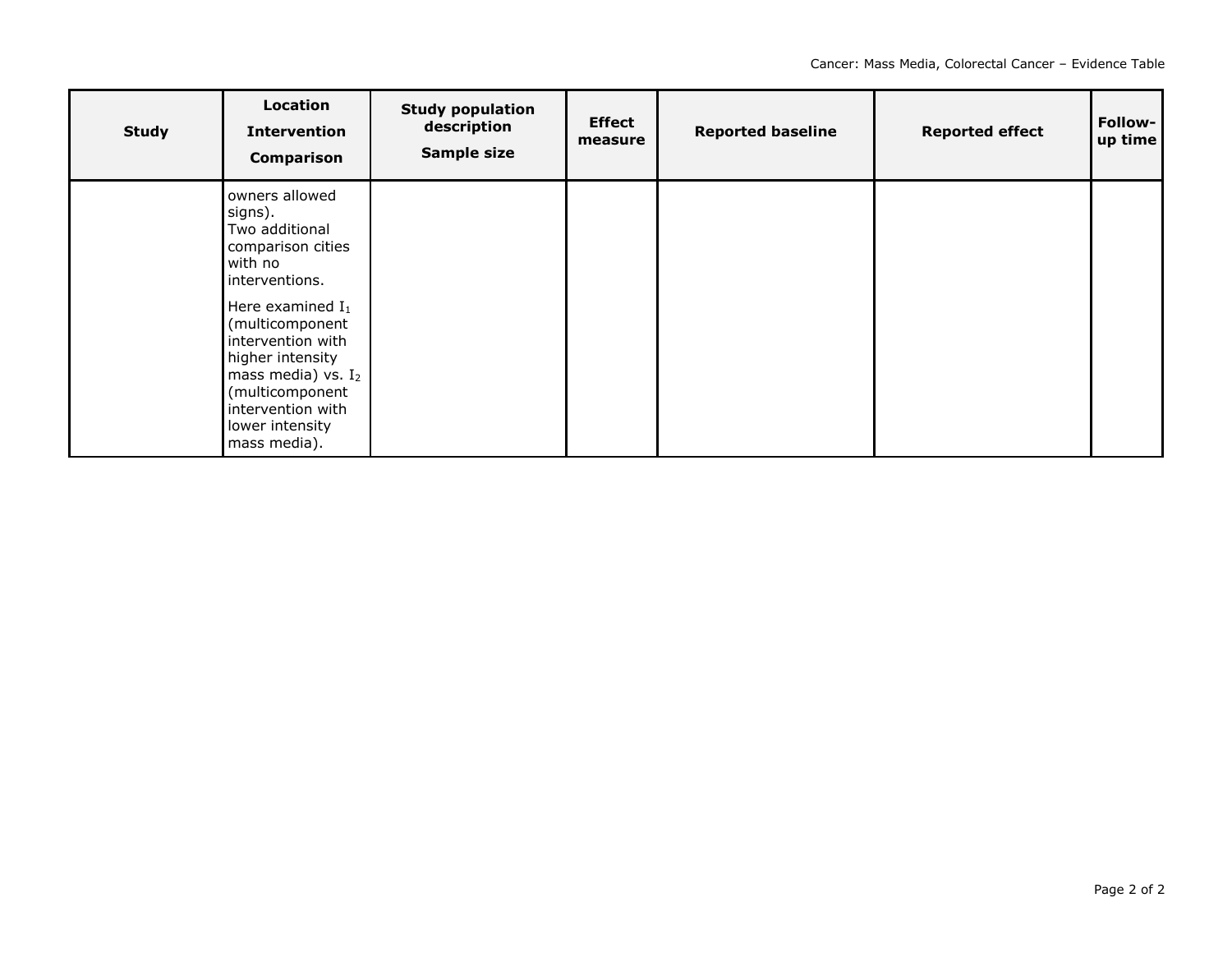| Study | Location<br>Intervention<br>Comparison | Study population description<br>Sample size | Effect measure | Reported baseline | Reported effect | Follow-up time |
|---|---|---|---|---|---|---|
| | owners allowed signs).<br>Two additional comparison cities with no interventions.<br>Here examined $I_1$ (multicomponent intervention with higher intensity mass media) vs. $I_2$ (multicomponent intervention with lower intensity mass media). | | | | | |